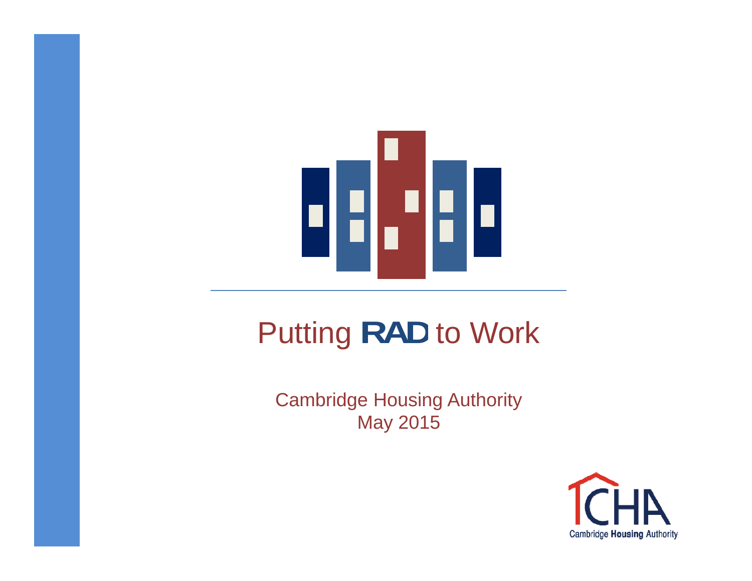# Putting RAD to Work

Cambridge Housing Authority
May 2015

CHA
Cambridge Housing Authority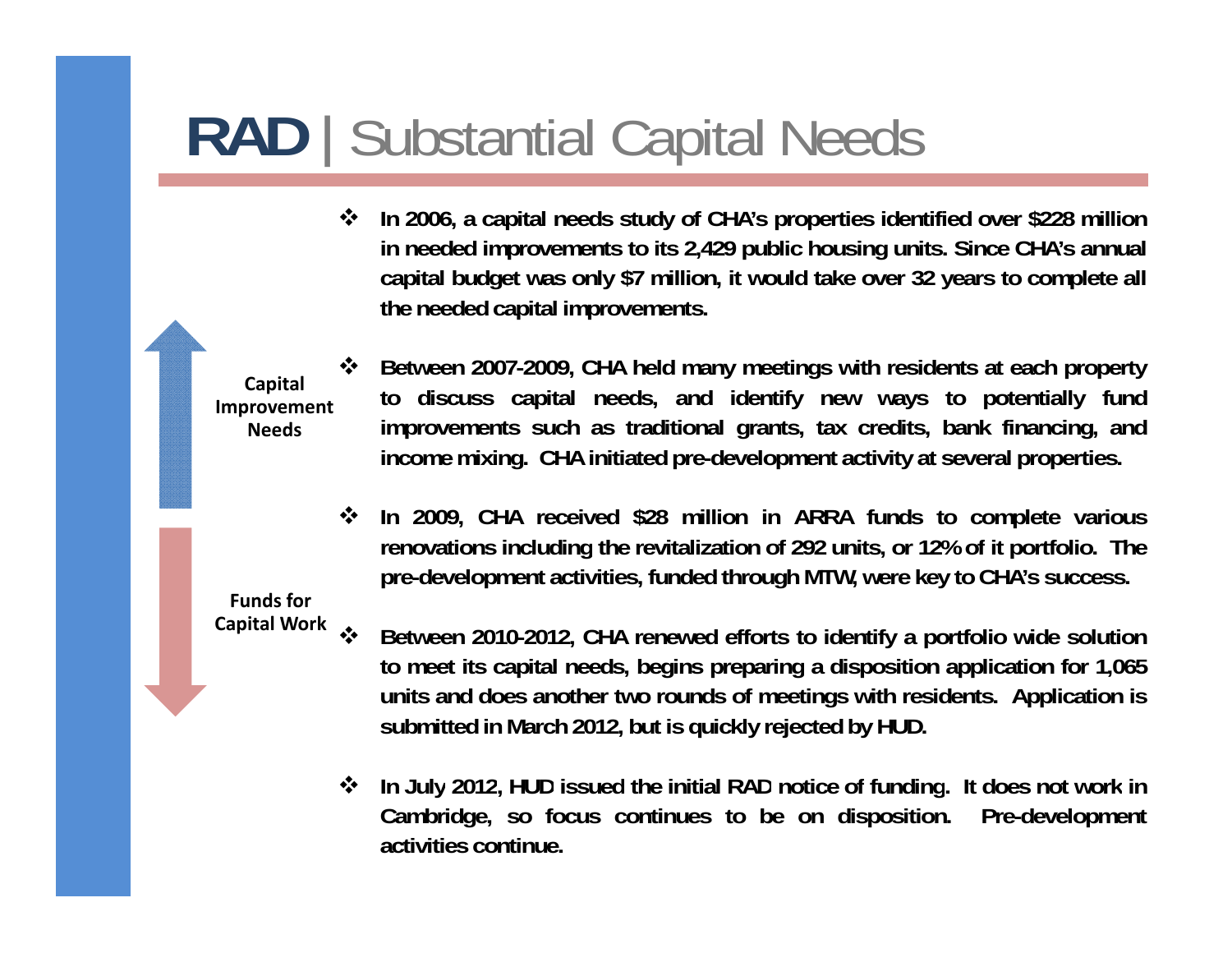# RAD | Substantial Capital Needs

Capital Improvement Needs

Funds for Capital Work

- In 2006, a capital needs study of CHA's properties identified over $228 million in needed improvements to its 2,429 public housing units. Since CHA's annual capital budget was only $7 million, it would take over 32 years to complete all the needed capital improvements.
- Between 2007-2009, CHA held many meetings with residents at each property to discuss capital needs, and identify new ways to potentially fund improvements such as traditional grants, tax credits, bank financing, and income mixing. CHA initiated pre-development activity at several properties.
- In 2009, CHA received $28 million in ARRA funds to complete various renovations including the revitalization of 292 units, or 12% of it portfolio. The pre-development activities, funded through MTW, were key to CHA's success.
- Between 2010-2012, CHA renewed efforts to identify a portfolio wide solution to meet its capital needs, begins preparing a disposition application for 1,065 units and does another two rounds of meetings with residents. Application is submitted in March 2012, but is quickly rejected by HUD.
- In July 2012, HUD issued the initial RAD notice of funding. It does not work in Cambridge, so focus continues to be on disposition. Pre-development activities continue.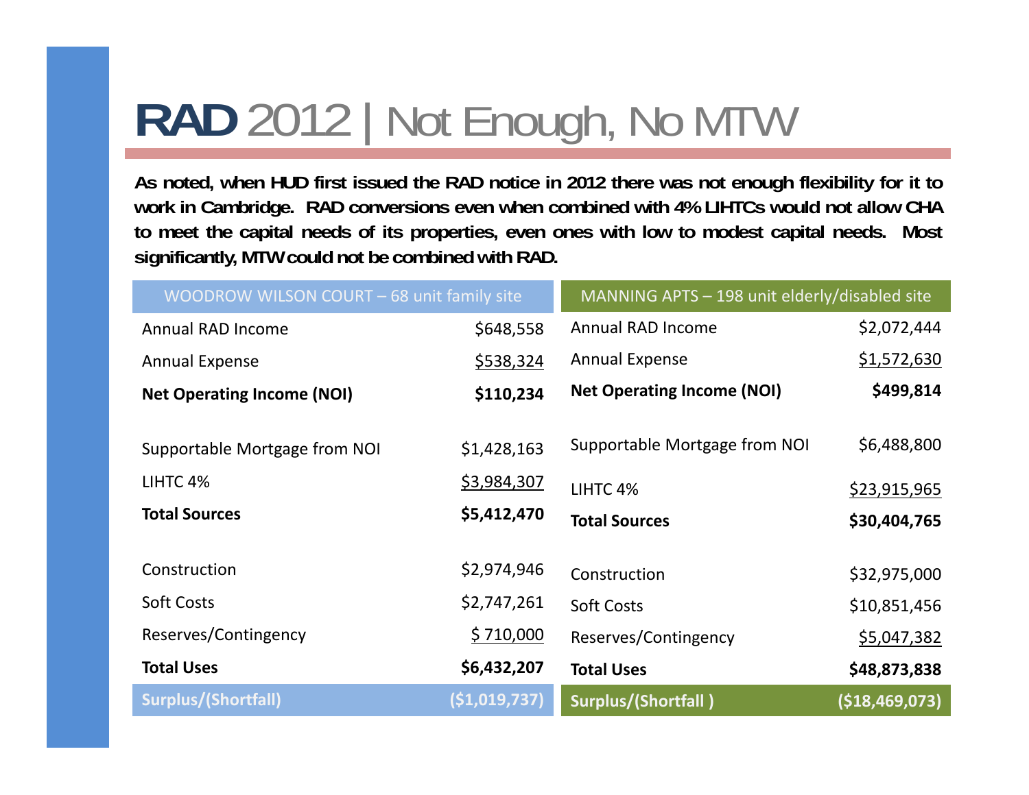# **RAD** 2012 | Not Enough, No MTW

**As noted, when HUD first issued the RAD notice in 2012 there was not enough flexibility for it to work in Cambridge. RAD conversions even when combined with 4% LIHTCs would not allow CHA to meet the capital needs of its properties, even ones with low to modest capital needs. Most significantly, MTW could not be combined with RAD.**

| WOODROW WILSON COURT – 68 unit family site | |
|---|---|
| Annual RAD Income | $648,558 |
| Annual Expense | $538,324 |
| **Net Operating Income (NOI)** | **$110,234** |
| | |
| Supportable Mortgage from NOI | $1,428,163 |
| LIHTC 4% | $3,984,307 |
| **Total Sources** | **$5,412,470** |
| | |
| Construction | $2,974,946 |
| Soft Costs | $2,747,261 |
| Reserves/Contingency | $ 710,000 |
| **Total Uses** | **$6,432,207** |
| **Surplus/(Shortfall)** | **($1,019,737)** |

| MANNING APTS – 198 unit elderly/disabled site | |
|---|---|
| Annual RAD Income | $2,072,444 |
| Annual Expense | $1,572,630 |
| **Net Operating Income (NOI)** | **$499,814** |
| | |
| Supportable Mortgage from NOI | $6,488,800 |
| LIHTC 4% | $23,915,965 |
| **Total Sources** | **$30,404,765** |
| | |
| Construction | $32,975,000 |
| Soft Costs | $10,851,456 |
| Reserves/Contingency | $5,047,382 |
| **Total Uses** | **$48,873,838** |
| **Surplus/(Shortfall )** | **($18,469,073)** |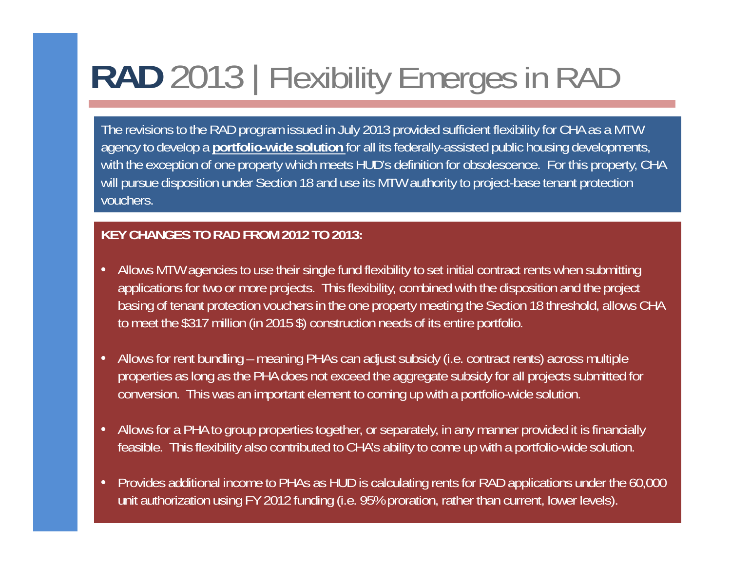# **RAD** 2013 | Flexibility Emerges in RAD

The revisions to the RAD program issued in July 2013 provided sufficient flexibility for CHA as a MTW agency to develop a **portfolio-wide solution** for all its federally-assisted public housing developments, with the exception of one property which meets HUD's definition for obsolescence. For this property, CHA will pursue disposition under Section 18 and use its MTW authority to project-base tenant protection vouchers.

**KEY CHANGES TO RAD FROM 2012 TO 2013:**

- Allows MTW agencies to use their single fund flexibility to set initial contract rents when submitting applications for two or more projects. This flexibility, combined with the disposition and the project basing of tenant protection vouchers in the one property meeting the Section 18 threshold, allows CHA to meet the $317 million (in 2015 $) construction needs of its entire portfolio.
- Allows for rent bundling – meaning PHAs can adjust subsidy (i.e. contract rents) across multiple properties as long as the PHA does not exceed the aggregate subsidy for all projects submitted for conversion. This was an important element to coming up with a portfolio-wide solution.
- Allows for a PHA to group properties together, or separately, in any manner provided it is financially feasible. This flexibility also contributed to CHA's ability to come up with a portfolio-wide solution.
- Provides additional income to PHAs as HUD is calculating rents for RAD applications under the 60,000 unit authorization using FY 2012 funding (i.e. 95% proration, rather than current, lower levels).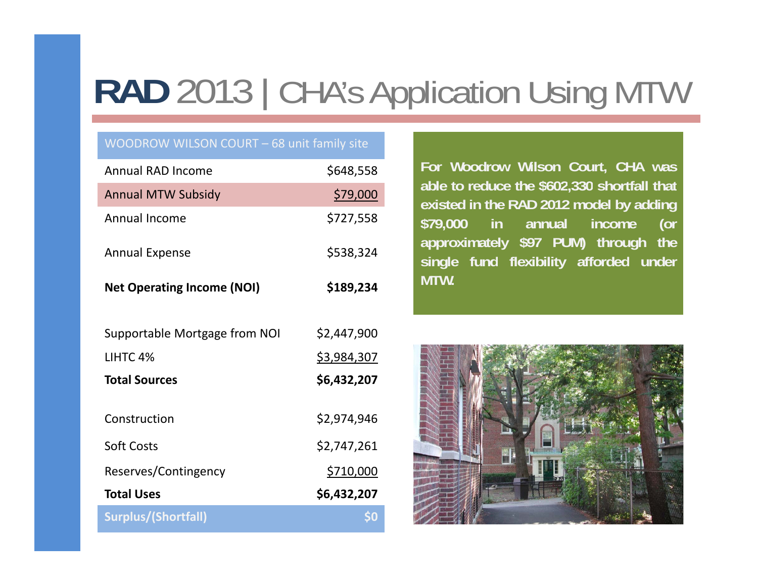# RAD 2013 | CHA's Application Using MTW

| WOODROW WILSON COURT – 68 unit family site | |
|---|---|
| Annual RAD Income | $648,558 |
| Annual MTW Subsidy | $79,000 |
| Annual Income | $727,558 |
| Annual Expense | $538,324 |
| **Net Operating Income (NOI)** | **$189,234** |
| | |
| Supportable Mortgage from NOI | $2,447,900 |
| LIHTC 4% | $3,984,307 |
| **Total Sources** | **$6,432,207** |
| | |
| Construction | $2,974,946 |
| Soft Costs | $2,747,261 |
| Reserves/Contingency | $710,000 |
| **Total Uses** | **$6,432,207** |
| **Surplus/(Shortfall)** | **$0** |

**For Woodrow Wilson Court, CHA was able to reduce the $602,330 shortfall that existed in the RAD 2012 model by adding $79,000 in annual income (or approximately $97 PUM) through the single fund flexibility afforded under MTW.**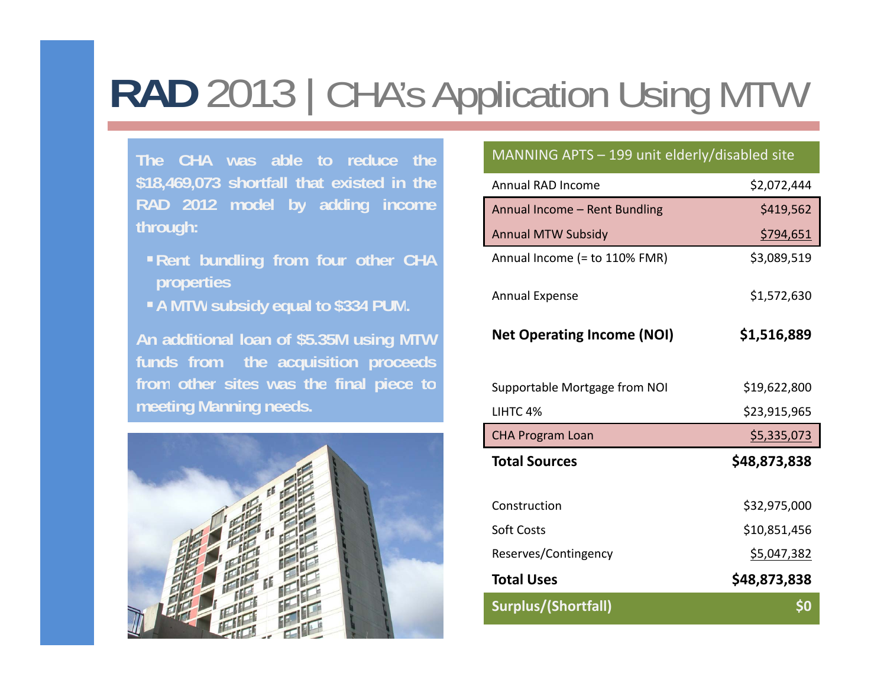# RAD 2013 | CHA's Application Using MTW

The CHA was able to reduce the $18,469,073 shortfall that existed in the RAD 2012 model by adding income through:

- Rent bundling from four other CHA properties
- A MTW subsidy equal to $334 PUM.

An additional loan of $5.35M using MTW funds from the acquisition proceeds from other sites was the final piece to meeting Manning needs.

| MANNING APTS – 199 unit elderly/disabled site | |
|---|---|
| Annual RAD Income | $2,072,444 |
| Annual Income – Rent Bundling | $419,562 |
| Annual MTW Subsidy | $794,651 |
| Annual Income (= to 110% FMR) | $3,089,519 |
| Annual Expense | $1,572,630 |
| **Net Operating Income (NOI)** | **$1,516,889** |
| Supportable Mortgage from NOI | $19,622,800 |
| LIHTC 4% | $23,915,965 |
| CHA Program Loan | $5,335,073 |
| **Total Sources** | **$48,873,838** |
| Construction | $32,975,000 |
| Soft Costs | $10,851,456 |
| Reserves/Contingency | $5,047,382 |
| **Total Uses** | **$48,873,838** |
| **Surplus/(Shortfall)** | **$0** |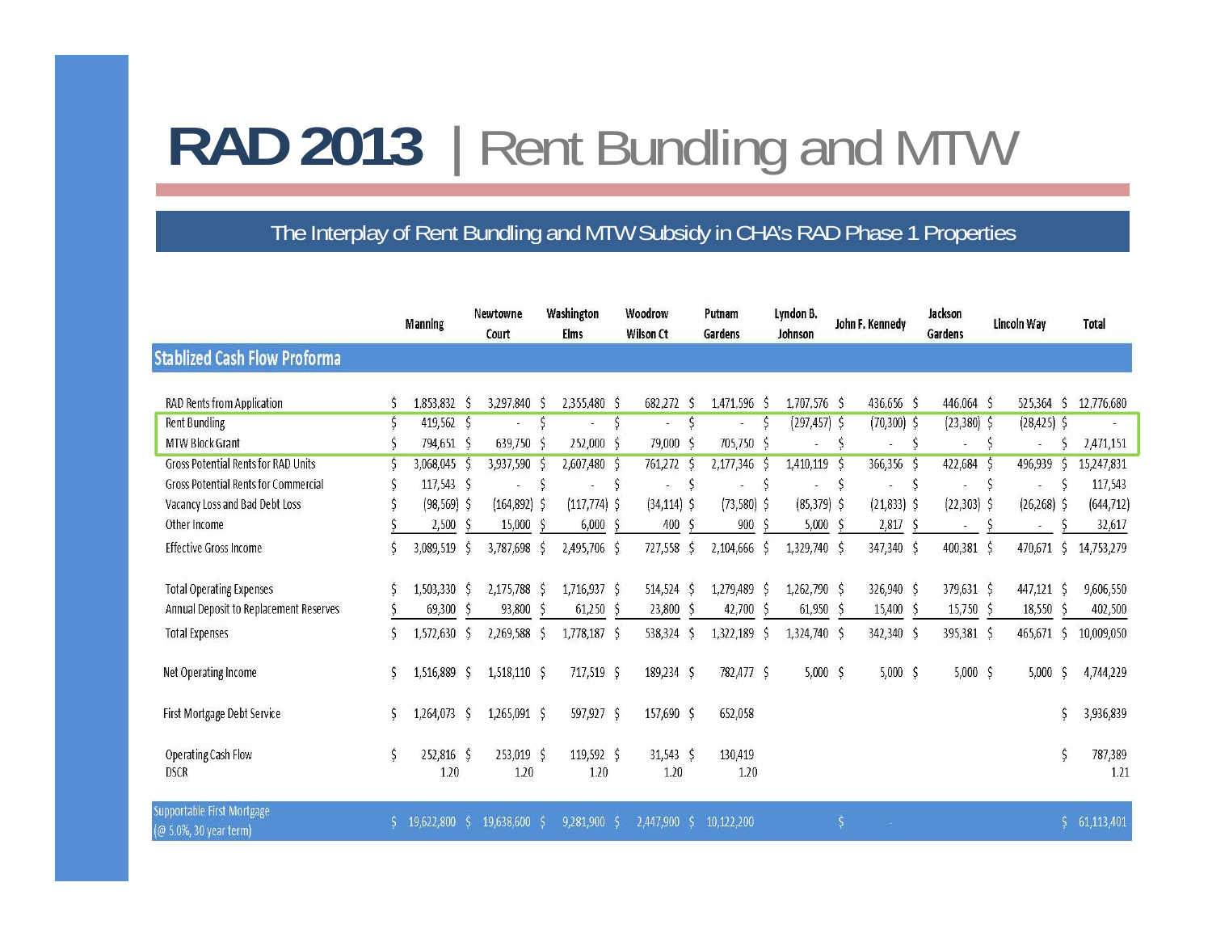# RAD 2013 | Rent Bundling and MTW

## The Interplay of Rent Bundling and MTW Subsidy in CHA's RAD Phase 1 Properties

| | Manning | Newtowne Court | Washington Elms | Woodrow Wilson Ct | Putnam Gardens | Lyndon B. Johnson | John F. Kennedy | Jackson Gardens | Lincoln Way | Total |
|---|---|---|---|---|---|---|---|---|---|---|
| **Stablized Cash Flow Proforma** | | | | | | | | | | |
| RAD Rents from Application | $ 1,853,832 | $ 3,297,840 | $ 2,355,480 | $ 682,272 | $ 1,471,596 | $ 1,707,576 | $ 436,656 | $ 446,064 | $ 525,364 | $ 12,776,680 |
| Rent Bundling | $ 419,562 | $ - | $ - | $ - | $ - | $ (297,457) | $ (70,300) | $ (23,380) | $ (28,425) | $ - |
| MTW Block Grant | $ 794,651 | $ 639,750 | $ 252,000 | $ 79,000 | $ 705,750 | $ - | $ - | $ - | $ - | $ 2,471,151 |
| Gross Potential Rents for RAD Units | $ 3,068,045 | $ 3,937,590 | $ 2,607,480 | $ 761,272 | $ 2,177,346 | $ 1,410,119 | $ 366,356 | $ 422,684 | $ 496,939 | $ 15,247,831 |
| Gross Potential Rents for Commercial | $ 117,543 | $ - | $ - | $ - | $ - | $ - | $ - | $ - | $ - | $ 117,543 |
| Vacancy Loss and Bad Debt Loss | $ (98,569) | $ (164,892) | $ (117,774) | $ (34,114) | $ (73,580) | $ (85,379) | $ (21,833) | $ (22,303) | $ (26,268) | $ (644,712) |
| Other Income | $ 2,500 | $ 15,000 | $ 6,000 | $ 400 | $ 900 | $ 5,000 | $ 2,817 | $ - | $ - | $ 32,617 |
| Effective Gross Income | $ 3,089,519 | $ 3,787,698 | $ 2,495,706 | $ 727,558 | $ 2,104,666 | $ 1,329,740 | $ 347,340 | $ 400,381 | $ 470,671 | $ 14,753,279 |
| Total Operating Expenses | $ 1,503,330 | $ 2,175,788 | $ 1,716,937 | $ 514,524 | $ 1,279,489 | $ 1,262,790 | $ 326,940 | $ 379,631 | $ 447,121 | $ 9,606,550 |
| Annual Deposit to Replacement Reserves | $ 69,300 | $ 93,800 | $ 61,250 | $ 23,800 | $ 42,700 | $ 61,950 | $ 15,400 | $ 15,750 | $ 18,550 | $ 402,500 |
| Total Expenses | $ 1,572,630 | $ 2,269,588 | $ 1,778,187 | $ 538,324 | $ 1,322,189 | $ 1,324,740 | $ 342,340 | $ 395,381 | $ 465,671 | $ 10,009,050 |
| Net Operating Income | $ 1,516,889 | $ 1,518,110 | $ 717,519 | $ 189,234 | $ 782,477 | $ 5,000 | $ 5,000 | $ 5,000 | $ 5,000 | $ 4,744,229 |
| First Mortgage Debt Service | $ 1,264,073 | $ 1,265,091 | $ 597,927 | $ 157,690 | $ 652,058 | | | | | $ 3,936,839 |
| Operating Cash Flow | $ 252,816 | $ 253,019 | $ 119,592 | $ 31,543 | $ 130,419 | | | | | $ 787,389 |
| DSCR | 1.20 | 1.20 | 1.20 | 1.20 | 1.20 | | | | | 1.21 |
| Supportable First Mortgage (@ 5.0%, 30 year term) | $ 19,622,800 | $ 19,638,600 | $ 9,281,900 | $ 2,447,900 | $ 10,122,200 | | $ - | | | $ 61,113,401 |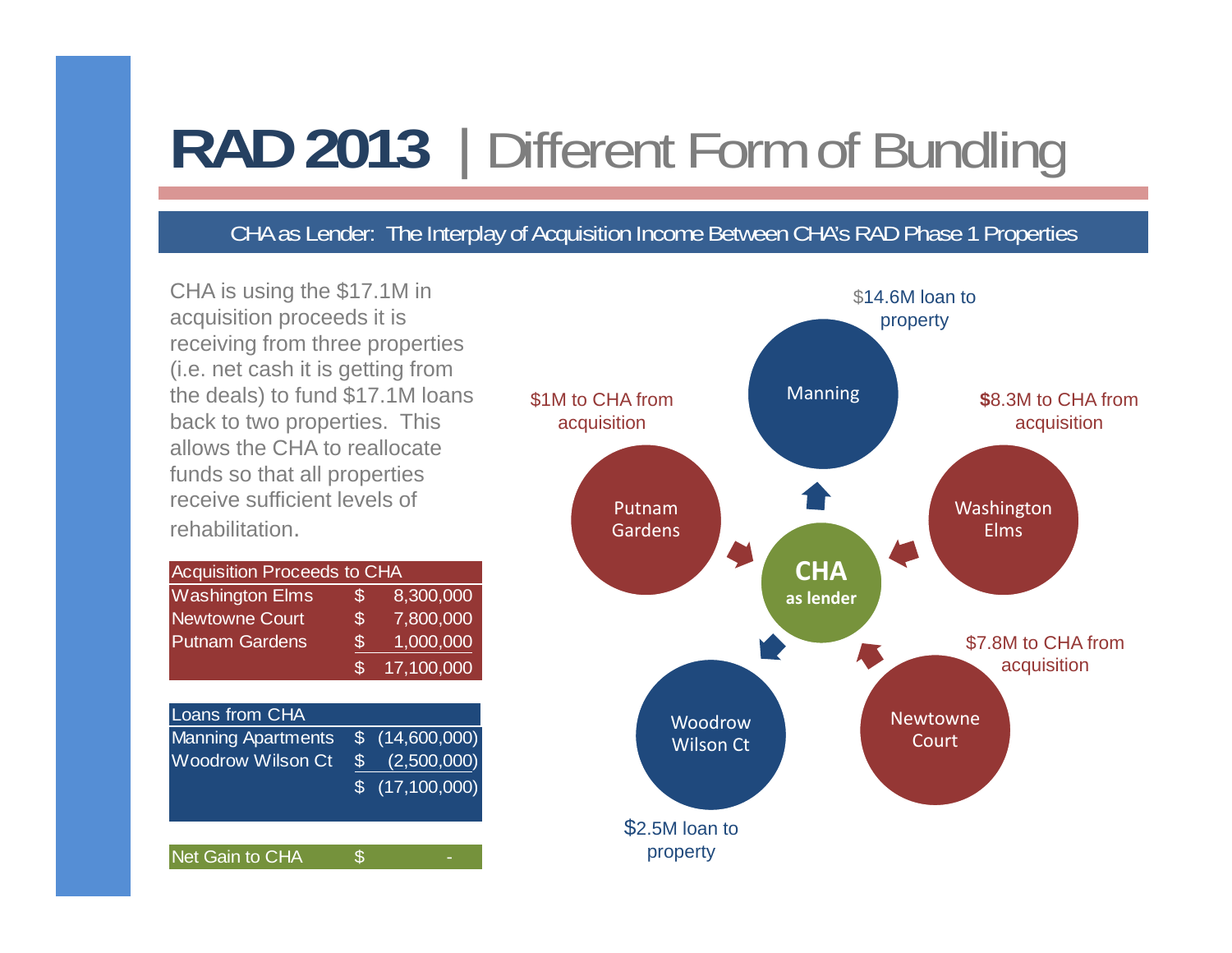# RAD 2013 | Different Form of Bundling

## CHA as Lender: The Interplay of Acquisition Income Between CHA's RAD Phase 1 Properties

CHA is using the $17.1M in acquisition proceeds it is receiving from three properties (i.e. net cash it is getting from the deals) to fund $17.1M loans back to two properties. This allows the CHA to reallocate funds so that all properties receive sufficient levels of rehabilitation.

| Acquisition Proceeds to CHA | | |
|---|---|---|
| Washington Elms | $ | 8,300,000 |
| Newtowne Court | $ | 7,800,000 |
| Putnam Gardens | $ | 1,000,000 |
| | $ | 17,100,000 |

| Loans from CHA | | |
|---|---|---|
| Manning Apartments | $ | (14,600,000) |
| Woodrow Wilson Ct | $ | (2,500,000) |
| | $ | (17,100,000) |

| Net Gain to CHA | $ | - |
|---|---|---|

**CHA as lender**

- Manning: $14.6M loan to property
- Washington Elms: $8.3M to CHA from acquisition
- Newtowne Court: $7.8M to CHA from acquisition
- Woodrow Wilson Ct: $2.5M loan to property
- Putnam Gardens: $1M to CHA from acquisition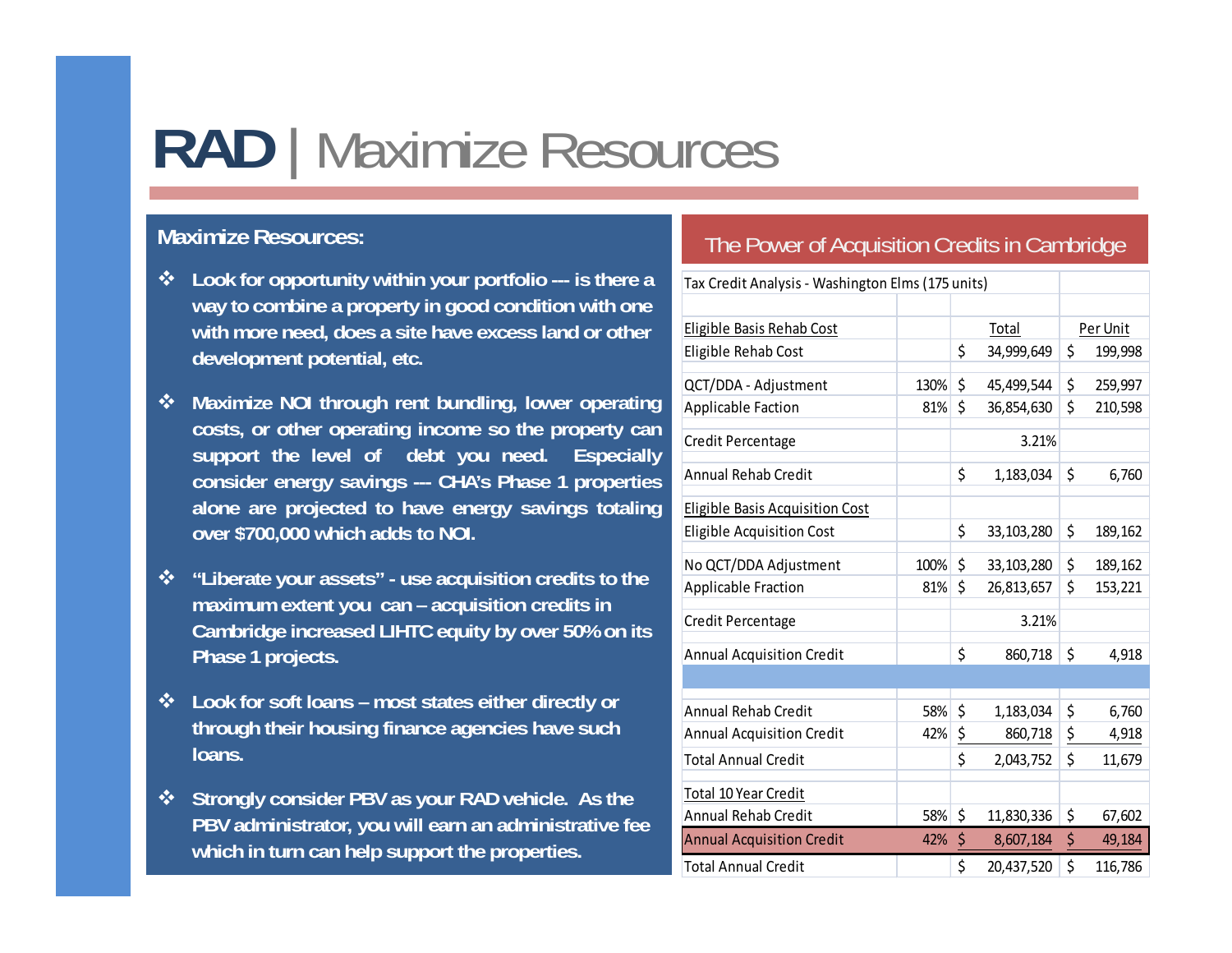# RAD | Maximize Resources

**Maximize Resources:**

- **Look for opportunity within your portfolio --- is there a way to combine a property in good condition with one with more need, does a site have excess land or other development potential, etc.**
- **Maximize NOI through rent bundling, lower operating costs, or other operating income so the property can support the level of debt you need. Especially consider energy savings --- CHA's Phase 1 properties alone are projected to have energy savings totaling over $700,000 which adds to NOI.**
- **"Liberate your assets" - use acquisition credits to the maximum extent you can – acquisition credits in Cambridge increased LIHTC equity by over 50% on its Phase 1 projects.**
- **Look for soft loans – most states either directly or through their housing finance agencies have such loans.**
- **Strongly consider PBV as your RAD vehicle. As the PBV administrator, you will earn an administrative fee which in turn can help support the properties.**

## The Power of Acquisition Credits in Cambridge

| Tax Credit Analysis - Washington Elms (175 units) | | | |
|---|---|---|---|
| Eligible Basis Rehab Cost | | Total | Per Unit |
| Eligible Rehab Cost | | $ 34,999,649 | $ 199,998 |
| QCT/DDA - Adjustment | 130% | $ 45,499,544 | $ 259,997 |
| Applicable Faction | 81% | $ 36,854,630 | $ 210,598 |
| Credit Percentage | | 3.21% | |
| Annual Rehab Credit | | $ 1,183,034 | $ 6,760 |
| Eligible Basis Acquisition Cost | | | |
| Eligible Acquisition Cost | | $ 33,103,280 | $ 189,162 |
| No QCT/DDA Adjustment | 100% | $ 33,103,280 | $ 189,162 |
| Applicable Fraction | 81% | $ 26,813,657 | $ 153,221 |
| Credit Percentage | | 3.21% | |
| Annual Acquisition Credit | | $ 860,718 | $ 4,918 |
| | | | |
| Annual Rehab Credit | 58% | $ 1,183,034 | $ 6,760 |
| Annual Acquisition Credit | 42% | $ 860,718 | $ 4,918 |
| Total Annual Credit | | $ 2,043,752 | $ 11,679 |
| Total 10 Year Credit | | | |
| Annual Rehab Credit | 58% | $ 11,830,336 | $ 67,602 |
| Annual Acquisition Credit | 42% | $ 8,607,184 | $ 49,184 |
| Total Annual Credit | | $ 20,437,520 | $ 116,786 |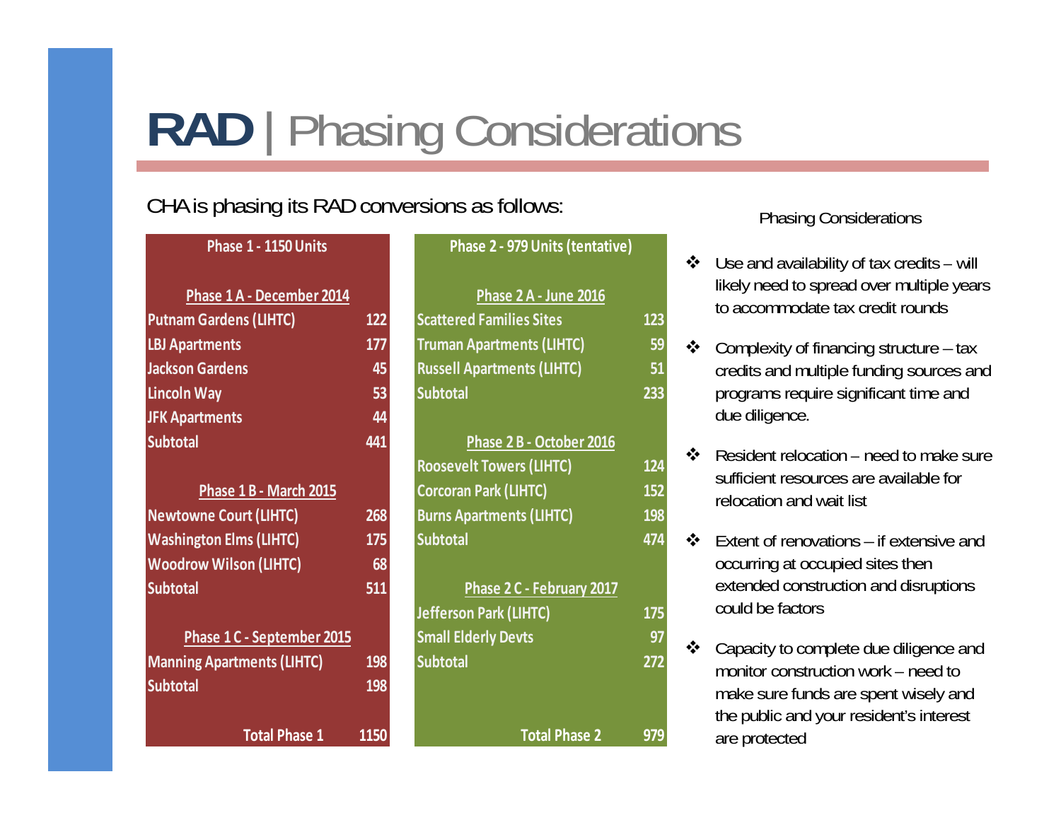# **RAD** | Phasing Considerations

CHA is phasing its RAD conversions as follows:

| Phase 1 - 1150 Units | |
|---|---|
| **Phase 1 A - December 2014** | |
| Putnam Gardens (LIHTC) | 122 |
| LBJ Apartments | 177 |
| Jackson Gardens | 45 |
| Lincoln Way | 53 |
| JFK Apartments | 44 |
| Subtotal | 441 |
| **Phase 1 B - March 2015** | |
| Newtowne Court (LIHTC) | 268 |
| Washington Elms (LIHTC) | 175 |
| Woodrow Wilson (LIHTC) | 68 |
| Subtotal | 511 |
| **Phase 1 C - September 2015** | |
| Manning Apartments (LIHTC) | 198 |
| Subtotal | 198 |
| Total Phase 1 | 1150 |

| Phase 2 - 979 Units (tentative) | |
|---|---|
| **Phase 2 A - June 2016** | |
| Scattered Families Sites | 123 |
| Truman Apartments (LIHTC) | 59 |
| Russell Apartments (LIHTC) | 51 |
| Subtotal | 233 |
| **Phase 2 B - October 2016** | |
| Roosevelt Towers (LIHTC) | 124 |
| Corcoran Park (LIHTC) | 152 |
| Burns Apartments (LIHTC) | 198 |
| Subtotal | 474 |
| **Phase 2 C - February 2017** | |
| Jefferson Park (LIHTC) | 175 |
| Small Elderly Devts | 97 |
| Subtotal | 272 |
| Total Phase 2 | 979 |

Phasing Considerations

- Use and availability of tax credits – will likely need to spread over multiple years to accommodate tax credit rounds
- Complexity of financing structure – tax credits and multiple funding sources and programs require significant time and due diligence.
- Resident relocation – need to make sure sufficient resources are available for relocation and wait list
- Extent of renovations – if extensive and occurring at occupied sites then extended construction and disruptions could be factors
- Capacity to complete due diligence and monitor construction work – need to make sure funds are spent wisely and the public and your resident's interest are protected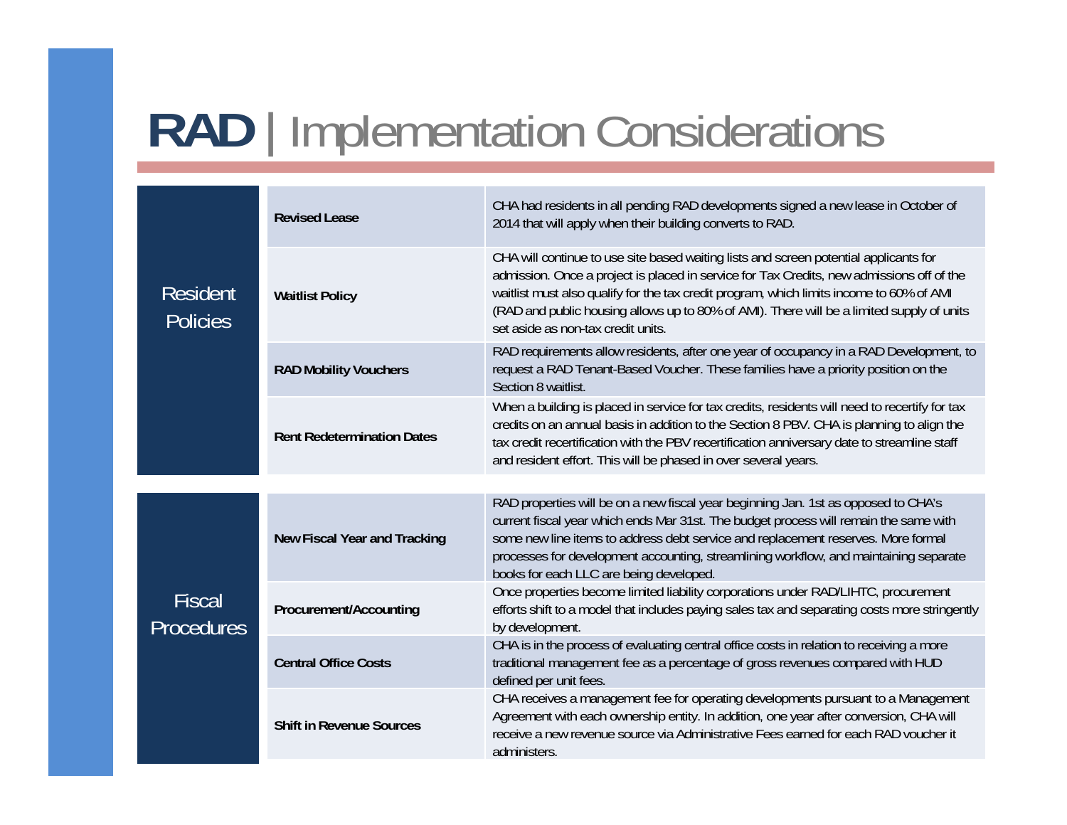# RAD | Implementation Considerations

| Category | Topic | Description |
|---|---|---|
| Resident Policies | **Revised Lease** | CHA had residents in all pending RAD developments signed a new lease in October of 2014 that will apply when their building converts to RAD. |
| | **Waitlist Policy** | CHA will continue to use site based waiting lists and screen potential applicants for admission. Once a project is placed in service for Tax Credits, new admissions off of the waitlist must also qualify for the tax credit program, which limits income to 60% of AMI (RAD and public housing allows up to 80% of AMI). There will be a limited supply of units set aside as non-tax credit units. |
| | **RAD Mobility Vouchers** | RAD requirements allow residents, after one year of occupancy in a RAD Development, to request a RAD Tenant-Based Voucher. These families have a priority position on the Section 8 waitlist. |
| | **Rent Redetermination Dates** | When a building is placed in service for tax credits, residents will need to recertify for tax credits on an annual basis in addition to the Section 8 PBV. CHA is planning to align the tax credit recertification with the PBV recertification anniversary date to streamline staff and resident effort. This will be phased in over several years. |
| Fiscal Procedures | **New Fiscal Year and Tracking** | RAD properties will be on a new fiscal year beginning Jan. 1st as opposed to CHA's current fiscal year which ends Mar 31st. The budget process will remain the same with some new line items to address debt service and replacement reserves. More formal processes for development accounting, streamlining workflow, and maintaining separate books for each LLC are being developed. |
| | **Procurement/Accounting** | Once properties become limited liability corporations under RAD/LIHTC, procurement efforts shift to a model that includes paying sales tax and separating costs more stringently by development. |
| | **Central Office Costs** | CHA is in the process of evaluating central office costs in relation to receiving a more traditional management fee as a percentage of gross revenues compared with HUD defined per unit fees. |
| | **Shift in Revenue Sources** | CHA receives a management fee for operating developments pursuant to a Management Agreement with each ownership entity. In addition, one year after conversion, CHA will receive a new revenue source via Administrative Fees earned for each RAD voucher it administers. |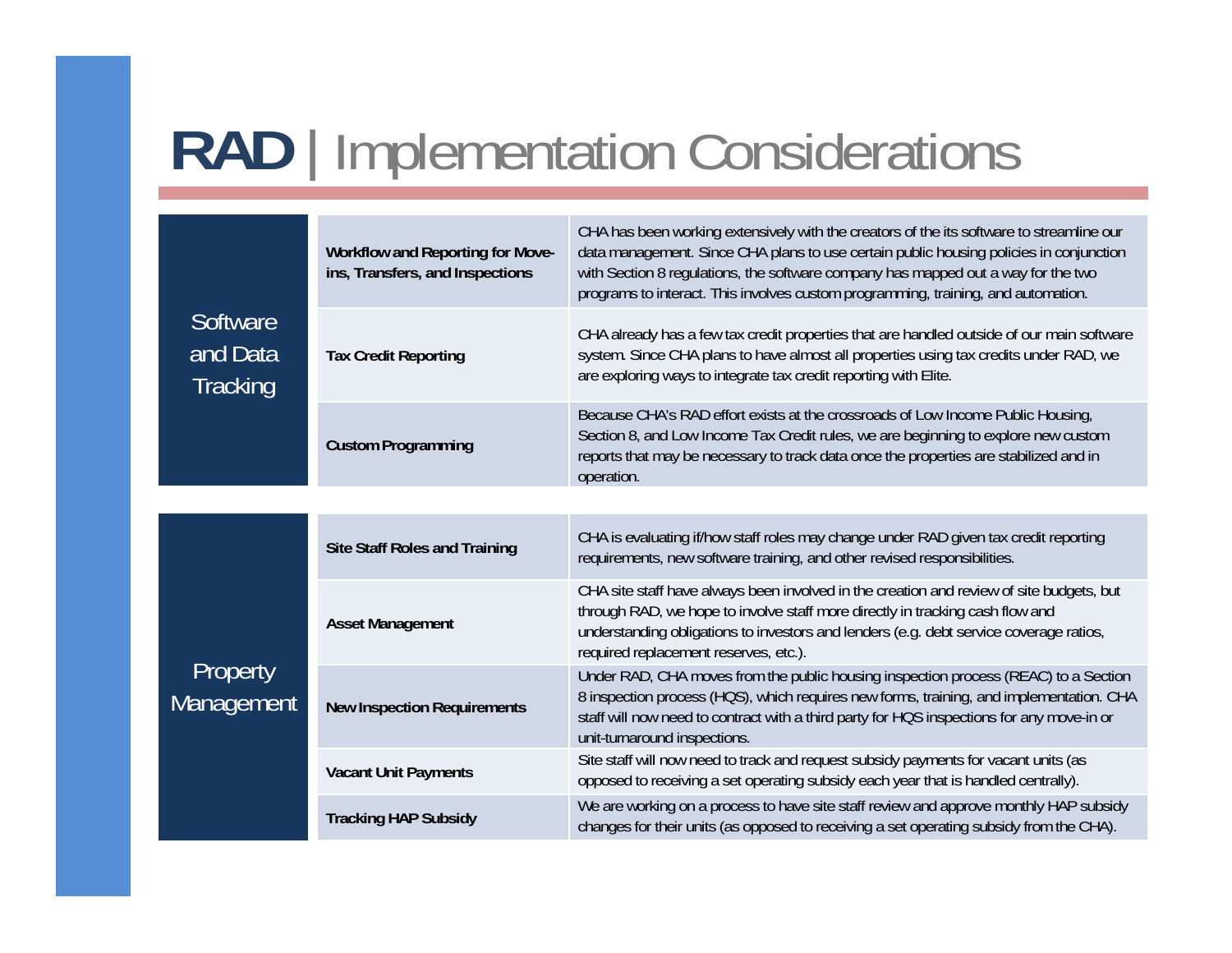# RAD | Implementation Considerations

| | | |
|---|---|---|
| Software and Data Tracking | **Workflow and Reporting for Move-ins, Transfers, and Inspections** | CHA has been working extensively with the creators of the its software to streamline our data management. Since CHA plans to use certain public housing policies in conjunction with Section 8 regulations, the software company has mapped out a way for the two programs to interact. This involves custom programming, training, and automation. |
| | **Tax Credit Reporting** | CHA already has a few tax credit properties that are handled outside of our main software system. Since CHA plans to have almost all properties using tax credits under RAD, we are exploring ways to integrate tax credit reporting with Elite. |
| | **Custom Programming** | Because CHA's RAD effort exists at the crossroads of Low Income Public Housing, Section 8, and Low Income Tax Credit rules, we are beginning to explore new custom reports that may be necessary to track data once the properties are stabilized and in operation. |

| | | |
|---|---|---|
| Property Management | **Site Staff Roles and Training** | CHA is evaluating if/how staff roles may change under RAD given tax credit reporting requirements, new software training, and other revised responsibilities. |
| | **Asset Management** | CHA site staff have always been involved in the creation and review of site budgets, but through RAD, we hope to involve staff more directly in tracking cash flow and understanding obligations to investors and lenders (e.g. debt service coverage ratios, required replacement reserves, etc.). |
| | **New Inspection Requirements** | Under RAD, CHA moves from the public housing inspection process (REAC) to a Section 8 inspection process (HQS), which requires new forms, training, and implementation. CHA staff will now need to contract with a third party for HQS inspections for any move-in or unit-turnaround inspections. |
| | **Vacant Unit Payments** | Site staff will now need to track and request subsidy payments for vacant units (as opposed to receiving a set operating subsidy each year that is handled centrally). |
| | **Tracking HAP Subsidy** | We are working on a process to have site staff review and approve monthly HAP subsidy changes for their units (as opposed to receiving a set operating subsidy from the CHA). |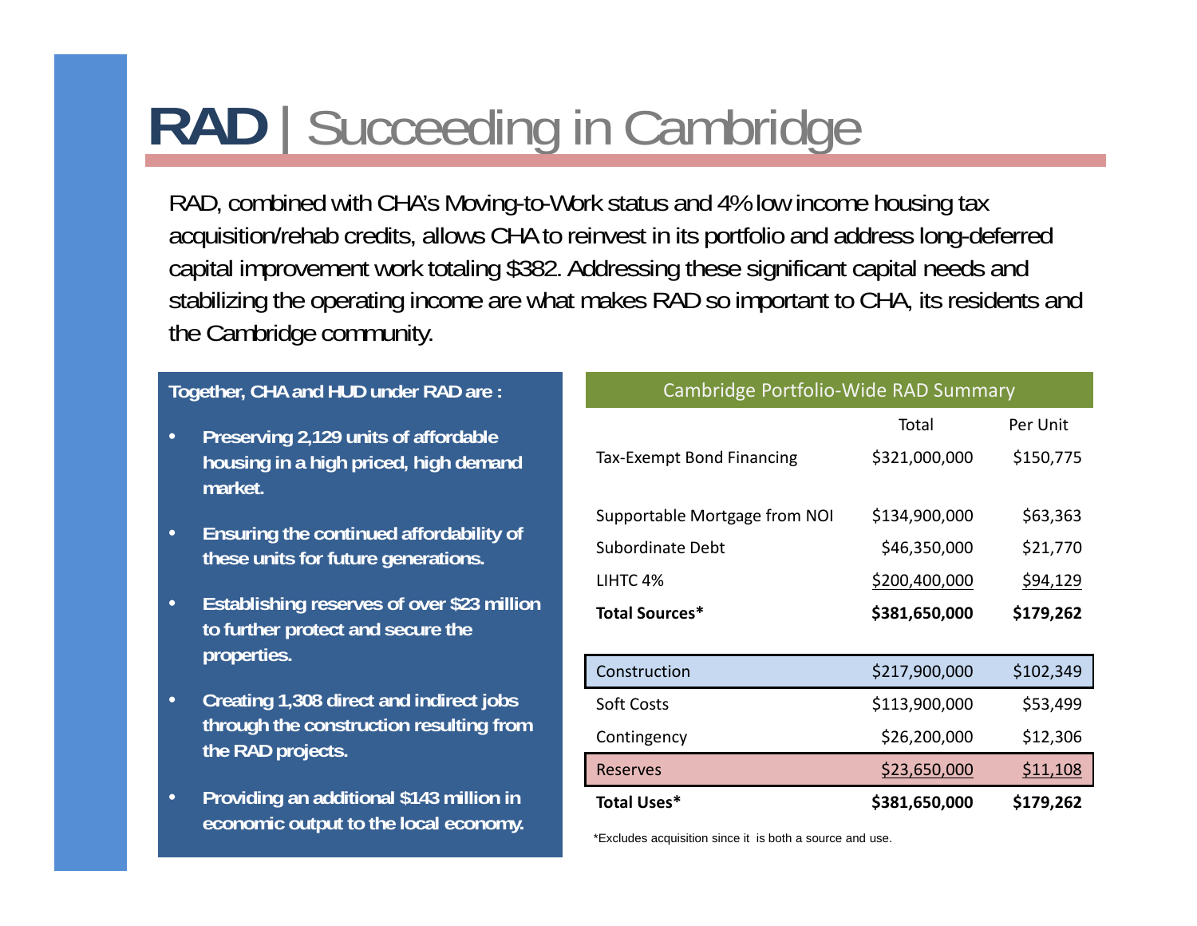# **RAD** | Succeeding in Cambridge

RAD, combined with CHA's Moving-to-Work status and 4% low income housing tax acquisition/rehab credits, allows CHA to reinvest in its portfolio and address long-deferred capital improvement work totaling $382. Addressing these significant capital needs and stabilizing the operating income are what makes RAD so important to CHA, its residents and the Cambridge community.

**Together, CHA and HUD under RAD are :**

- **Preserving 2,129 units of affordable housing in a high priced, high demand market.**
- **Ensuring the continued affordability of these units for future generations.**
- **Establishing reserves of over $23 million to further protect and secure the properties.**
- **Creating 1,308 direct and indirect jobs through the construction resulting from the RAD projects.**
- **Providing an additional $143 million in economic output to the local economy.**

| Cambridge Portfolio-Wide RAD Summary | | |
|---|---|---|
| | Total | Per Unit |
| Tax-Exempt Bond Financing | $321,000,000 | $150,775 |
| Supportable Mortgage from NOI | $134,900,000 | $63,363 |
| Subordinate Debt | $46,350,000 | $21,770 |
| LIHTC 4% | $200,400,000 | $94,129 |
| **Total Sources*** | **$381,650,000** | **$179,262** |
| Construction | $217,900,000 | $102,349 |
| Soft Costs | $113,900,000 | $53,499 |
| Contingency | $26,200,000 | $12,306 |
| Reserves | $23,650,000 | $11,108 |
| **Total Uses*** | **$381,650,000** | **$179,262** |

*Excludes acquisition since it is both a source and use.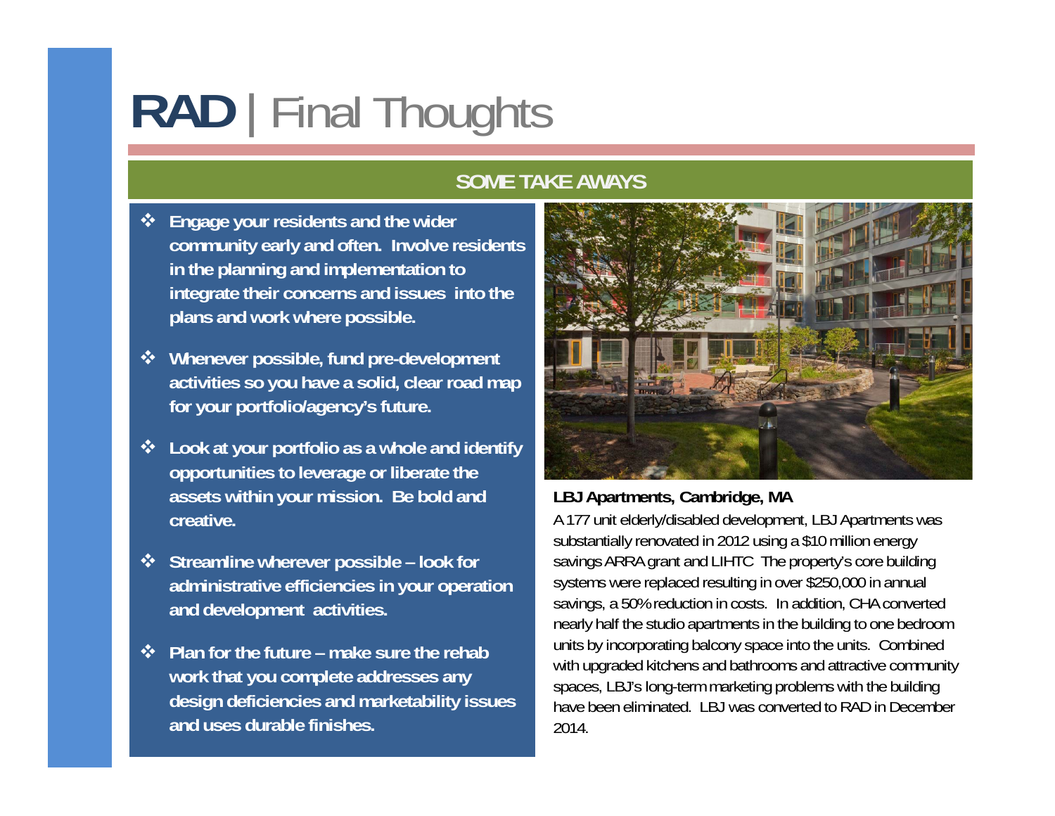# RAD | Final Thoughts

## SOME TAKE AWAYS

- **Engage your residents and the wider community early and often. Involve residents in the planning and implementation to integrate their concerns and issues into the plans and work where possible.**
- **Whenever possible, fund pre-development activities so you have a solid, clear road map for your portfolio/agency's future.**
- **Look at your portfolio as a whole and identify opportunities to leverage or liberate the assets within your mission. Be bold and creative.**
- **Streamline wherever possible – look for administrative efficiencies in your operation and development activities.**
- **Plan for the future – make sure the rehab work that you complete addresses any design deficiencies and marketability issues and uses durable finishes.**

**LBJ Apartments, Cambridge, MA**

A 177 unit elderly/disabled development, LBJ Apartments was substantially renovated in 2012 using a $10 million energy savings ARRA grant and LIHTC The property's core building systems were replaced resulting in over $250,000 in annual savings, a 50% reduction in costs. In addition, CHA converted nearly half the studio apartments in the building to one bedroom units by incorporating balcony space into the units. Combined with upgraded kitchens and bathrooms and attractive community spaces, LBJ's long-term marketing problems with the building have been eliminated. LBJ was converted to RAD in December 2014.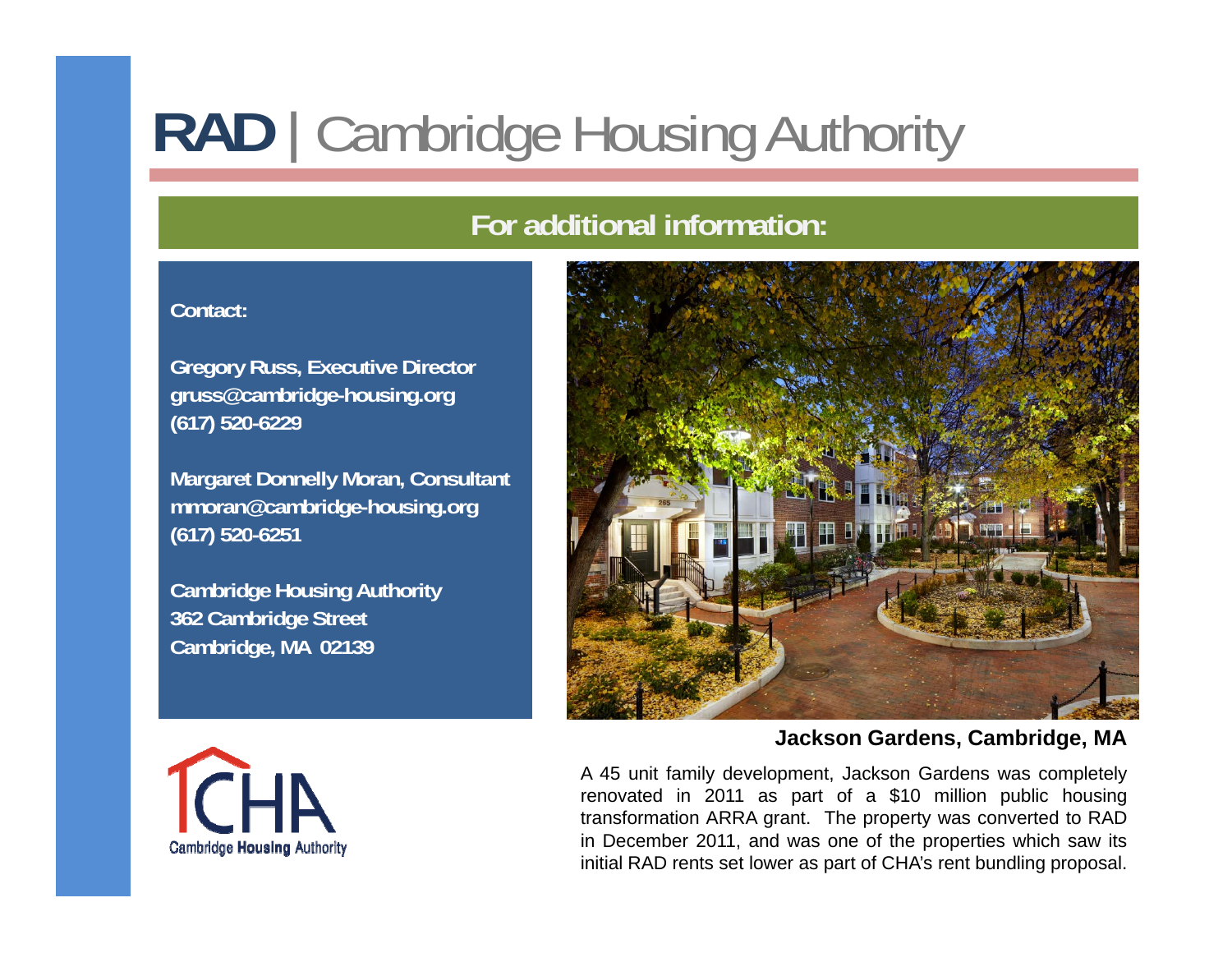# RAD | Cambridge Housing Authority

## For additional information:

**Contact:**

**Gregory Russ, Executive Director**
**gruss@cambridge-housing.org**
**(617) 520-6229**

**Margaret Donnelly Moran, Consultant**
**mmoran@cambridge-housing.org**
**(617) 520-6251**

**Cambridge Housing Authority**
**362 Cambridge Street**
**Cambridge, MA 02139**

CHA
Cambridge Housing Authority

**Jackson Gardens, Cambridge, MA**

A 45 unit family development, Jackson Gardens was completely renovated in 2011 as part of a $10 million public housing transformation ARRA grant. The property was converted to RAD in December 2011, and was one of the properties which saw its initial RAD rents set lower as part of CHA's rent bundling proposal.